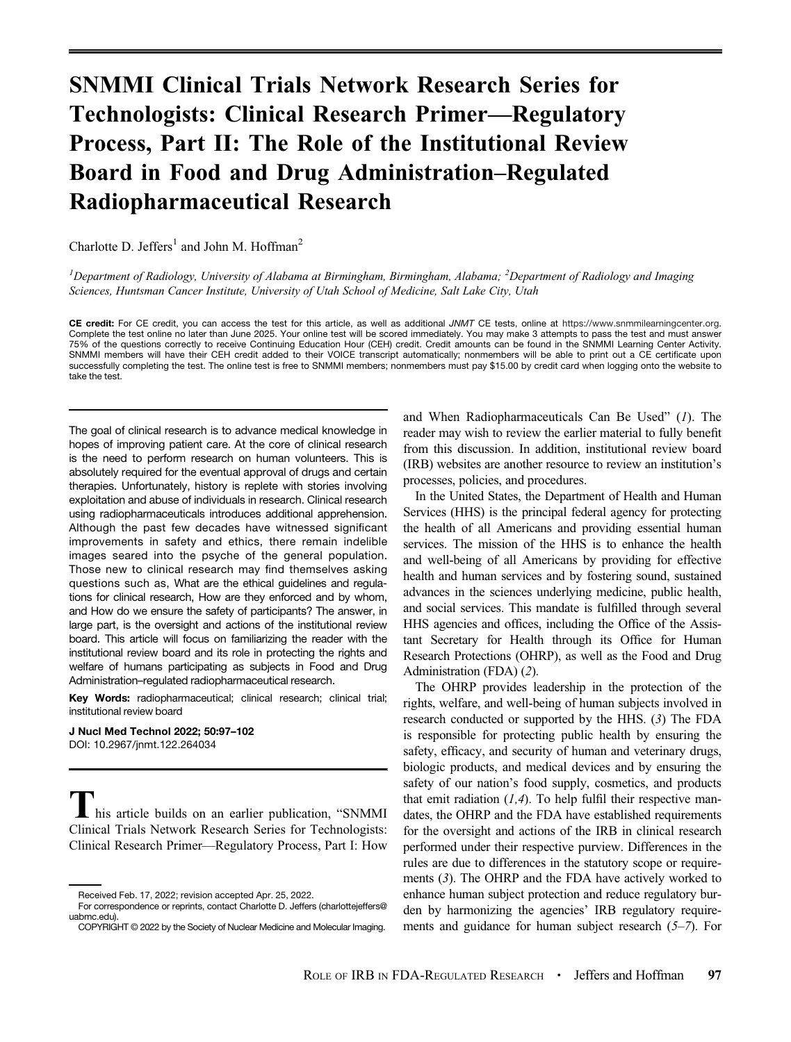# SNMMI Clinical Trials Network Research Series for Technologists: Clinical Research Primer—Regulatory Process, Part II: The Role of the Institutional Review Board in Food and Drug Administration–Regulated Radiopharmaceutical Research

Charlotte D. Jeffers[1] and John M. Hoffman[2]

[1]*Department of Radiology, University of Alabama at Birmingham, Birmingham, Alabama;* [2]*Department of Radiology and Imaging Sciences, Huntsman Cancer Institute, University of Utah School of Medicine, Salt Lake City, Utah*

**CE credit:** For CE credit, you can access the test for this article, as well as additional *JNMT* CE tests, online at https://www.snmmilearningcenter.org. Complete the test online no later than June 2025. Your online test will be scored immediately. You may make 3 attempts to pass the test and must answer 75% of the questions correctly to receive Continuing Education Hour (CEH) credit. Credit amounts can be found in the SNMMI Learning Center Activity. SNMMI members will have their CEH credit added to their VOICE transcript automatically; nonmembers will be able to print out a CE certificate upon successfully completing the test. The online test is free to SNMMI members; nonmembers must pay $15.00 by credit card when logging onto the website to take the test.

The goal of clinical research is to advance medical knowledge in hopes of improving patient care. At the core of clinical research is the need to perform research on human volunteers. This is absolutely required for the eventual approval of drugs and certain therapies. Unfortunately, history is replete with stories involving exploitation and abuse of individuals in research. Clinical research using radiopharmaceuticals introduces additional apprehension. Although the past few decades have witnessed significant improvements in safety and ethics, there remain indelible images seared into the psyche of the general population. Those new to clinical research may find themselves asking questions such as, What are the ethical guidelines and regulations for clinical research, How are they enforced and by whom, and How do we ensure the safety of participants? The answer, in large part, is the oversight and actions of the institutional review board. This article will focus on familiarizing the reader with the institutional review board and its role in protecting the rights and welfare of humans participating as subjects in Food and Drug Administration–regulated radiopharmaceutical research.

**Key Words:** radiopharmaceutical; clinical research; clinical trial; institutional review board

**J Nucl Med Technol 2022; 50:97–102**
DOI: 10.2967/jnmt.122.264034

This article builds on an earlier publication, "SNMMI Clinical Trials Network Research Series for Technologists: Clinical Research Primer—Regulatory Process, Part I: How and When Radiopharmaceuticals Can Be Used" (*1*). The reader may wish to review the earlier material to fully benefit from this discussion. In addition, institutional review board (IRB) websites are another resource to review an institution's processes, policies, and procedures.

In the United States, the Department of Health and Human Services (HHS) is the principal federal agency for protecting the health of all Americans and providing essential human services. The mission of the HHS is to enhance the health and well-being of all Americans by providing for effective health and human services and by fostering sound, sustained advances in the sciences underlying medicine, public health, and social services. This mandate is fulfilled through several HHS agencies and offices, including the Office of the Assistant Secretary for Health through its Office for Human Research Protections (OHRP), as well as the Food and Drug Administration (FDA) (*2*).

The OHRP provides leadership in the protection of the rights, welfare, and well-being of human subjects involved in research conducted or supported by the HHS. (*3*) The FDA is responsible for protecting public health by ensuring the safety, efficacy, and security of human and veterinary drugs, biologic products, and medical devices and by ensuring the safety of our nation's food supply, cosmetics, and products that emit radiation (*1,4*). To help fulfil their respective mandates, the OHRP and the FDA have established requirements for the oversight and actions of the IRB in clinical research performed under their respective purview. Differences in the rules are due to differences in the statutory scope or requirements (*3*). The OHRP and the FDA have actively worked to enhance human subject protection and reduce regulatory burden by harmonizing the agencies' IRB regulatory requirements and guidance for human subject research (*5–7*). For

Received Feb. 17, 2022; revision accepted Apr. 25, 2022.

For correspondence or reprints, contact Charlotte D. Jeffers (charlottejeffers@uabmc.edu).

COPYRIGHT © 2022 by the Society of Nuclear Medicine and Molecular Imaging.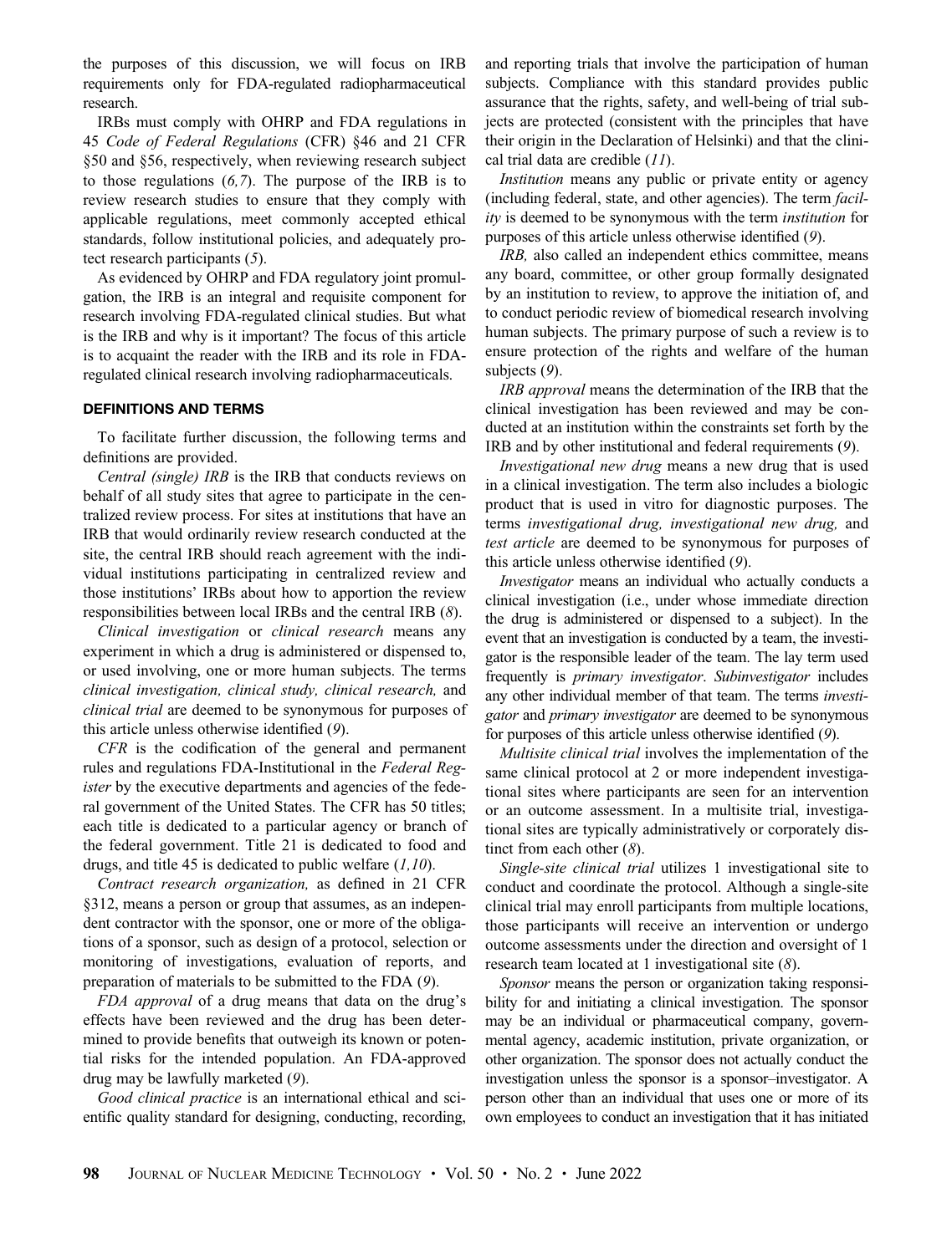the purposes of this discussion, we will focus on IRB requirements only for FDA-regulated radiopharmaceutical research.

IRBs must comply with OHRP and FDA regulations in 45 *Code of Federal Regulations* (CFR) §46 and 21 CFR §50 and §56, respectively, when reviewing research subject to those regulations (*6,7*). The purpose of the IRB is to review research studies to ensure that they comply with applicable regulations, meet commonly accepted ethical standards, follow institutional policies, and adequately protect research participants (*5*).

As evidenced by OHRP and FDA regulatory joint promulgation, the IRB is an integral and requisite component for research involving FDA-regulated clinical studies. But what is the IRB and why is it important? The focus of this article is to acquaint the reader with the IRB and its role in FDA-regulated clinical research involving radiopharmaceuticals.

## DEFINITIONS AND TERMS

To facilitate further discussion, the following terms and definitions are provided.

*Central (single) IRB* is the IRB that conducts reviews on behalf of all study sites that agree to participate in the centralized review process. For sites at institutions that have an IRB that would ordinarily review research conducted at the site, the central IRB should reach agreement with the individual institutions participating in centralized review and those institutions' IRBs about how to apportion the review responsibilities between local IRBs and the central IRB (*8*).

*Clinical investigation* or *clinical research* means any experiment in which a drug is administered or dispensed to, or used involving, one or more human subjects. The terms *clinical investigation, clinical study, clinical research,* and *clinical trial* are deemed to be synonymous for purposes of this article unless otherwise identified (*9*).

*CFR* is the codification of the general and permanent rules and regulations FDA-Institutional in the *Federal Register* by the executive departments and agencies of the federal government of the United States. The CFR has 50 titles; each title is dedicated to a particular agency or branch of the federal government. Title 21 is dedicated to food and drugs, and title 45 is dedicated to public welfare (*1,10*).

*Contract research organization,* as defined in 21 CFR §312, means a person or group that assumes, as an independent contractor with the sponsor, one or more of the obligations of a sponsor, such as design of a protocol, selection or monitoring of investigations, evaluation of reports, and preparation of materials to be submitted to the FDA (*9*).

*FDA approval* of a drug means that data on the drug's effects have been reviewed and the drug has been determined to provide benefits that outweigh its known or potential risks for the intended population. An FDA-approved drug may be lawfully marketed (*9*).

*Good clinical practice* is an international ethical and scientific quality standard for designing, conducting, recording, and reporting trials that involve the participation of human subjects. Compliance with this standard provides public assurance that the rights, safety, and well-being of trial subjects are protected (consistent with the principles that have their origin in the Declaration of Helsinki) and that the clinical trial data are credible (*11*).

*Institution* means any public or private entity or agency (including federal, state, and other agencies). The term *facility* is deemed to be synonymous with the term *institution* for purposes of this article unless otherwise identified (*9*).

*IRB,* also called an independent ethics committee, means any board, committee, or other group formally designated by an institution to review, to approve the initiation of, and to conduct periodic review of biomedical research involving human subjects. The primary purpose of such a review is to ensure protection of the rights and welfare of the human subjects (*9*).

*IRB approval* means the determination of the IRB that the clinical investigation has been reviewed and may be conducted at an institution within the constraints set forth by the IRB and by other institutional and federal requirements (*9*).

*Investigational new drug* means a new drug that is used in a clinical investigation. The term also includes a biologic product that is used in vitro for diagnostic purposes. The terms *investigational drug, investigational new drug,* and *test article* are deemed to be synonymous for purposes of this article unless otherwise identified (*9*).

*Investigator* means an individual who actually conducts a clinical investigation (i.e., under whose immediate direction the drug is administered or dispensed to a subject). In the event that an investigation is conducted by a team, the investigator is the responsible leader of the team. The lay term used frequently is *primary investigator*. *Subinvestigator* includes any other individual member of that team. The terms *investigator* and *primary investigator* are deemed to be synonymous for purposes of this article unless otherwise identified (*9*).

*Multisite clinical trial* involves the implementation of the same clinical protocol at 2 or more independent investigational sites where participants are seen for an intervention or an outcome assessment. In a multisite trial, investigational sites are typically administratively or corporately distinct from each other (*8*).

*Single-site clinical trial* utilizes 1 investigational site to conduct and coordinate the protocol. Although a single-site clinical trial may enroll participants from multiple locations, those participants will receive an intervention or undergo outcome assessments under the direction and oversight of 1 research team located at 1 investigational site (*8*).

*Sponsor* means the person or organization taking responsibility for and initiating a clinical investigation. The sponsor may be an individual or pharmaceutical company, governmental agency, academic institution, private organization, or other organization. The sponsor does not actually conduct the investigation unless the sponsor is a sponsor–investigator. A person other than an individual that uses one or more of its own employees to conduct an investigation that it has initiated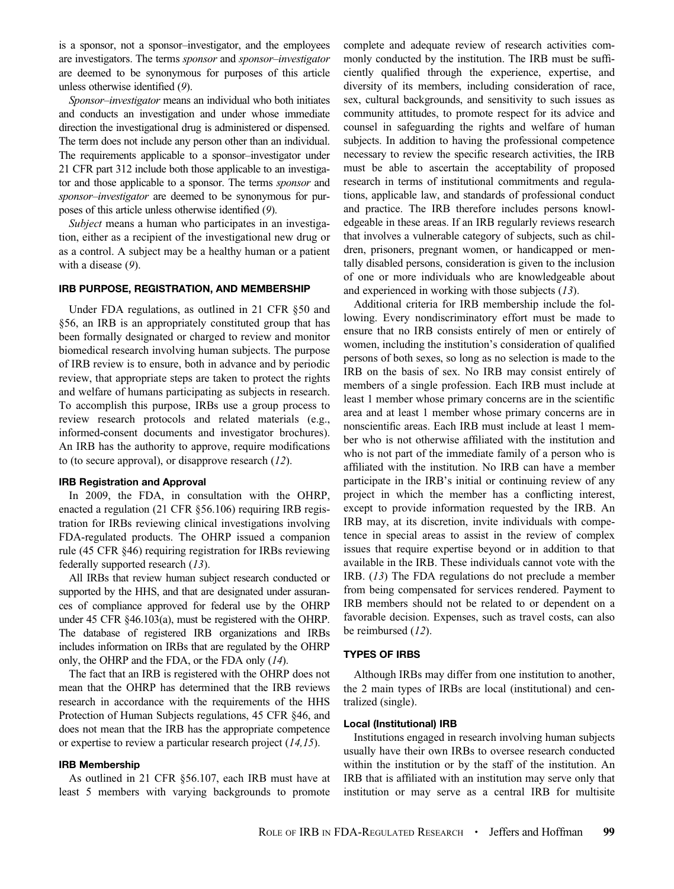is a sponsor, not a sponsor–investigator, and the employees are investigators. The terms *sponsor* and *sponsor–investigator* are deemed to be synonymous for purposes of this article unless otherwise identified (*9*).

*Sponsor–investigator* means an individual who both initiates and conducts an investigation and under whose immediate direction the investigational drug is administered or dispensed. The term does not include any person other than an individual. The requirements applicable to a sponsor–investigator under 21 CFR part 312 include both those applicable to an investigator and those applicable to a sponsor. The terms *sponsor* and *sponsor–investigator* are deemed to be synonymous for purposes of this article unless otherwise identified (*9*).

*Subject* means a human who participates in an investigation, either as a recipient of the investigational new drug or as a control. A subject may be a healthy human or a patient with a disease (*9*).

## IRB PURPOSE, REGISTRATION, AND MEMBERSHIP

Under FDA regulations, as outlined in 21 CFR §50 and §56, an IRB is an appropriately constituted group that has been formally designated or charged to review and monitor biomedical research involving human subjects. The purpose of IRB review is to ensure, both in advance and by periodic review, that appropriate steps are taken to protect the rights and welfare of humans participating as subjects in research. To accomplish this purpose, IRBs use a group process to review research protocols and related materials (e.g., informed-consent documents and investigator brochures). An IRB has the authority to approve, require modifications to (to secure approval), or disapprove research (*12*).

### IRB Registration and Approval

In 2009, the FDA, in consultation with the OHRP, enacted a regulation (21 CFR §56.106) requiring IRB registration for IRBs reviewing clinical investigations involving FDA-regulated products. The OHRP issued a companion rule (45 CFR §46) requiring registration for IRBs reviewing federally supported research (*13*).

All IRBs that review human subject research conducted or supported by the HHS, and that are designated under assurances of compliance approved for federal use by the OHRP under 45 CFR §46.103(a), must be registered with the OHRP. The database of registered IRB organizations and IRBs includes information on IRBs that are regulated by the OHRP only, the OHRP and the FDA, or the FDA only (*14*).

The fact that an IRB is registered with the OHRP does not mean that the OHRP has determined that the IRB reviews research in accordance with the requirements of the HHS Protection of Human Subjects regulations, 45 CFR §46, and does not mean that the IRB has the appropriate competence or expertise to review a particular research project (*14,15*).

### IRB Membership

As outlined in 21 CFR §56.107, each IRB must have at least 5 members with varying backgrounds to promote complete and adequate review of research activities commonly conducted by the institution. The IRB must be sufficiently qualified through the experience, expertise, and diversity of its members, including consideration of race, sex, cultural backgrounds, and sensitivity to such issues as community attitudes, to promote respect for its advice and counsel in safeguarding the rights and welfare of human subjects. In addition to having the professional competence necessary to review the specific research activities, the IRB must be able to ascertain the acceptability of proposed research in terms of institutional commitments and regulations, applicable law, and standards of professional conduct and practice. The IRB therefore includes persons knowledgeable in these areas. If an IRB regularly reviews research that involves a vulnerable category of subjects, such as children, prisoners, pregnant women, or handicapped or mentally disabled persons, consideration is given to the inclusion of one or more individuals who are knowledgeable about and experienced in working with those subjects (*13*).

Additional criteria for IRB membership include the following. Every nondiscriminatory effort must be made to ensure that no IRB consists entirely of men or entirely of women, including the institution's consideration of qualified persons of both sexes, so long as no selection is made to the IRB on the basis of sex. No IRB may consist entirely of members of a single profession. Each IRB must include at least 1 member whose primary concerns are in the scientific area and at least 1 member whose primary concerns are in nonscientific areas. Each IRB must include at least 1 member who is not otherwise affiliated with the institution and who is not part of the immediate family of a person who is affiliated with the institution. No IRB can have a member participate in the IRB's initial or continuing review of any project in which the member has a conflicting interest, except to provide information requested by the IRB. An IRB may, at its discretion, invite individuals with competence in special areas to assist in the review of complex issues that require expertise beyond or in addition to that available in the IRB. These individuals cannot vote with the IRB. (*13*) The FDA regulations do not preclude a member from being compensated for services rendered. Payment to IRB members should not be related to or dependent on a favorable decision. Expenses, such as travel costs, can also be reimbursed (*12*).

## TYPES OF IRBS

Although IRBs may differ from one institution to another, the 2 main types of IRBs are local (institutional) and centralized (single).

### Local (Institutional) IRB

Institutions engaged in research involving human subjects usually have their own IRBs to oversee research conducted within the institution or by the staff of the institution. An IRB that is affiliated with an institution may serve only that institution or may serve as a central IRB for multisite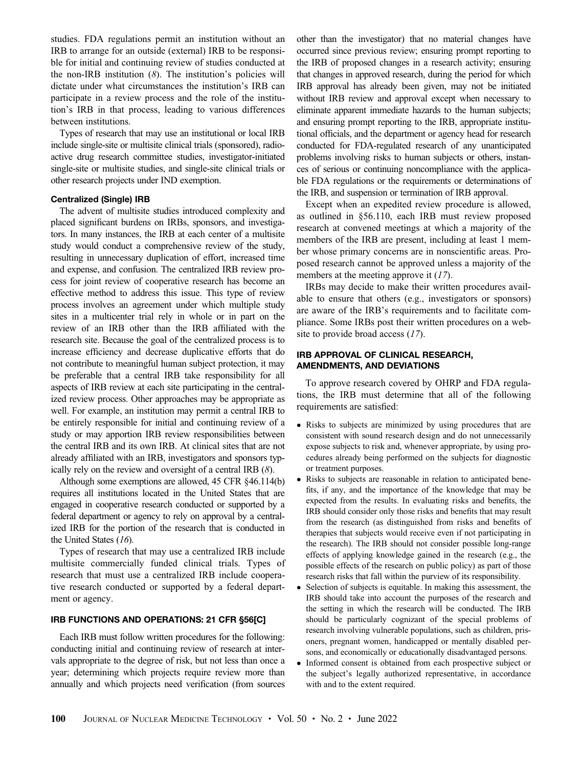studies. FDA regulations permit an institution without an IRB to arrange for an outside (external) IRB to be responsible for initial and continuing review of studies conducted at the non-IRB institution (*8*). The institution's policies will dictate under what circumstances the institution's IRB can participate in a review process and the role of the institution's IRB in that process, leading to various differences between institutions.

Types of research that may use an institutional or local IRB include single-site or multisite clinical trials (sponsored), radioactive drug research committee studies, investigator-initiated single-site or multisite studies, and single-site clinical trials or other research projects under IND exemption.

#### Centralized (Single) IRB

The advent of multisite studies introduced complexity and placed significant burdens on IRBs, sponsors, and investigators. In many instances, the IRB at each center of a multisite study would conduct a comprehensive review of the study, resulting in unnecessary duplication of effort, increased time and expense, and confusion. The centralized IRB review process for joint review of cooperative research has become an effective method to address this issue. This type of review process involves an agreement under which multiple study sites in a multicenter trial rely in whole or in part on the review of an IRB other than the IRB affiliated with the research site. Because the goal of the centralized process is to increase efficiency and decrease duplicative efforts that do not contribute to meaningful human subject protection, it may be preferable that a central IRB take responsibility for all aspects of IRB review at each site participating in the centralized review process. Other approaches may be appropriate as well. For example, an institution may permit a central IRB to be entirely responsible for initial and continuing review of a study or may apportion IRB review responsibilities between the central IRB and its own IRB. At clinical sites that are not already affiliated with an IRB, investigators and sponsors typically rely on the review and oversight of a central IRB (*8*).

Although some exemptions are allowed, 45 CFR §46.114(b) requires all institutions located in the United States that are engaged in cooperative research conducted or supported by a federal department or agency to rely on approval by a centralized IRB for the portion of the research that is conducted in the United States (*16*).

Types of research that may use a centralized IRB include multisite commercially funded clinical trials. Types of research that must use a centralized IRB include cooperative research conducted or supported by a federal department or agency.

### IRB FUNCTIONS AND OPERATIONS: 21 CFR §56[C]

Each IRB must follow written procedures for the following: conducting initial and continuing review of research at intervals appropriate to the degree of risk, but not less than once a year; determining which projects require review more than annually and which projects need verification (from sources other than the investigator) that no material changes have occurred since previous review; ensuring prompt reporting to the IRB of proposed changes in a research activity; ensuring that changes in approved research, during the period for which IRB approval has already been given, may not be initiated without IRB review and approval except when necessary to eliminate apparent immediate hazards to the human subjects; and ensuring prompt reporting to the IRB, appropriate institutional officials, and the department or agency head for research conducted for FDA-regulated research of any unanticipated problems involving risks to human subjects or others, instances of serious or continuing noncompliance with the applicable FDA regulations or the requirements or determinations of the IRB, and suspension or termination of IRB approval.

Except when an expedited review procedure is allowed, as outlined in §56.110, each IRB must review proposed research at convened meetings at which a majority of the members of the IRB are present, including at least 1 member whose primary concerns are in nonscientific areas. Proposed research cannot be approved unless a majority of the members at the meeting approve it (*17*).

IRBs may decide to make their written procedures available to ensure that others (e.g., investigators or sponsors) are aware of the IRB's requirements and to facilitate compliance. Some IRBs post their written procedures on a website to provide broad access (*17*).

### IRB APPROVAL OF CLINICAL RESEARCH, AMENDMENTS, AND DEVIATIONS

To approve research covered by OHRP and FDA regulations, the IRB must determine that all of the following requirements are satisfied:

- Risks to subjects are minimized by using procedures that are consistent with sound research design and do not unnecessarily expose subjects to risk and, whenever appropriate, by using procedures already being performed on the subjects for diagnostic or treatment purposes.
- Risks to subjects are reasonable in relation to anticipated benefits, if any, and the importance of the knowledge that may be expected from the results. In evaluating risks and benefits, the IRB should consider only those risks and benefits that may result from the research (as distinguished from risks and benefits of therapies that subjects would receive even if not participating in the research). The IRB should not consider possible long-range effects of applying knowledge gained in the research (e.g., the possible effects of the research on public policy) as part of those research risks that fall within the purview of its responsibility.
- Selection of subjects is equitable. In making this assessment, the IRB should take into account the purposes of the research and the setting in which the research will be conducted. The IRB should be particularly cognizant of the special problems of research involving vulnerable populations, such as children, prisoners, pregnant women, handicapped or mentally disabled persons, and economically or educationally disadvantaged persons.
- Informed consent is obtained from each prospective subject or the subject's legally authorized representative, in accordance with and to the extent required.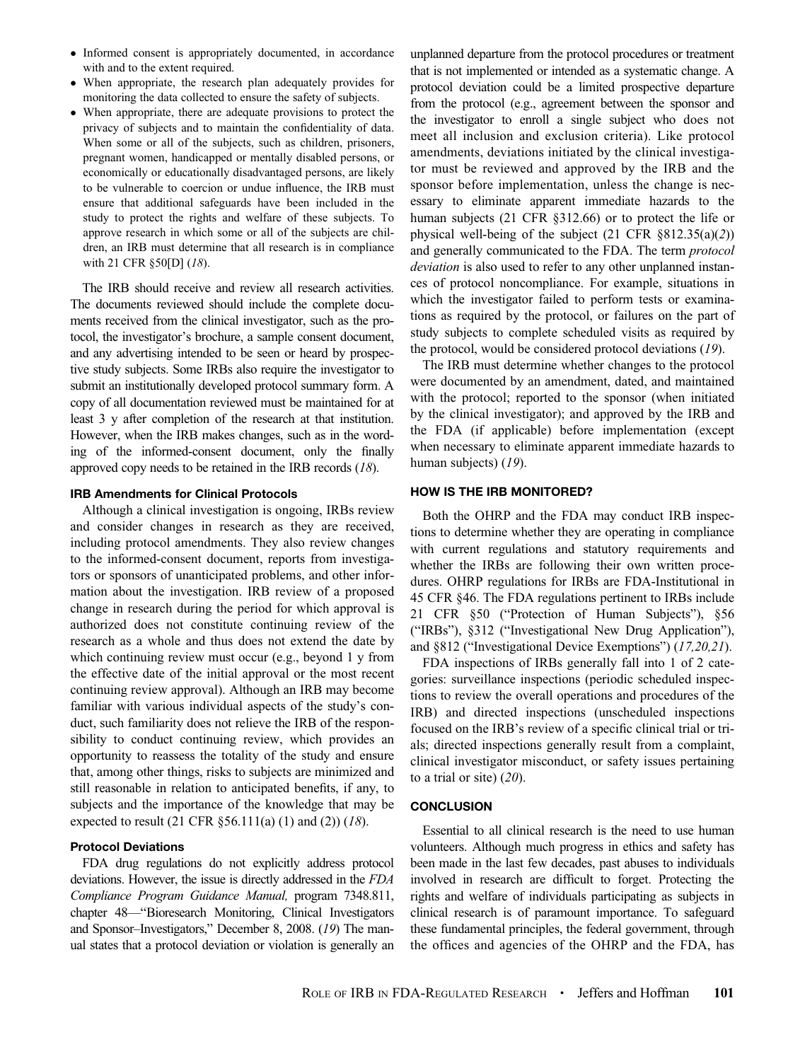- Informed consent is appropriately documented, in accordance with and to the extent required.
- When appropriate, the research plan adequately provides for monitoring the data collected to ensure the safety of subjects.
- When appropriate, there are adequate provisions to protect the privacy of subjects and to maintain the confidentiality of data. When some or all of the subjects, such as children, prisoners, pregnant women, handicapped or mentally disabled persons, or economically or educationally disadvantaged persons, are likely to be vulnerable to coercion or undue influence, the IRB must ensure that additional safeguards have been included in the study to protect the rights and welfare of these subjects. To approve research in which some or all of the subjects are children, an IRB must determine that all research is in compliance with 21 CFR §50[D] (*18*).

The IRB should receive and review all research activities. The documents reviewed should include the complete documents received from the clinical investigator, such as the protocol, the investigator's brochure, a sample consent document, and any advertising intended to be seen or heard by prospective study subjects. Some IRBs also require the investigator to submit an institutionally developed protocol summary form. A copy of all documentation reviewed must be maintained for at least 3 y after completion of the research at that institution. However, when the IRB makes changes, such as in the wording of the informed-consent document, only the finally approved copy needs to be retained in the IRB records (*18*).

### IRB Amendments for Clinical Protocols

Although a clinical investigation is ongoing, IRBs review and consider changes in research as they are received, including protocol amendments. They also review changes to the informed-consent document, reports from investigators or sponsors of unanticipated problems, and other information about the investigation. IRB review of a proposed change in research during the period for which approval is authorized does not constitute continuing review of the research as a whole and thus does not extend the date by which continuing review must occur (e.g., beyond 1 y from the effective date of the initial approval or the most recent continuing review approval). Although an IRB may become familiar with various individual aspects of the study's conduct, such familiarity does not relieve the IRB of the responsibility to conduct continuing review, which provides an opportunity to reassess the totality of the study and ensure that, among other things, risks to subjects are minimized and still reasonable in relation to anticipated benefits, if any, to subjects and the importance of the knowledge that may be expected to result (21 CFR §56.111(a) (1) and (2)) (*18*).

### Protocol Deviations

FDA drug regulations do not explicitly address protocol deviations. However, the issue is directly addressed in the *FDA Compliance Program Guidance Manual,* program 7348.811, chapter 48—"Bioresearch Monitoring, Clinical Investigators and Sponsor–Investigators," December 8, 2008. (*19*) The manual states that a protocol deviation or violation is generally an unplanned departure from the protocol procedures or treatment that is not implemented or intended as a systematic change. A protocol deviation could be a limited prospective departure from the protocol (e.g., agreement between the sponsor and the investigator to enroll a single subject who does not meet all inclusion and exclusion criteria). Like protocol amendments, deviations initiated by the clinical investigator must be reviewed and approved by the IRB and the sponsor before implementation, unless the change is necessary to eliminate apparent immediate hazards to the human subjects (21 CFR §312.66) or to protect the life or physical well-being of the subject (21 CFR §812.35(a)(*2*)) and generally communicated to the FDA. The term *protocol deviation* is also used to refer to any other unplanned instances of protocol noncompliance. For example, situations in which the investigator failed to perform tests or examinations as required by the protocol, or failures on the part of study subjects to complete scheduled visits as required by the protocol, would be considered protocol deviations (*19*).

The IRB must determine whether changes to the protocol were documented by an amendment, dated, and maintained with the protocol; reported to the sponsor (when initiated by the clinical investigator); and approved by the IRB and the FDA (if applicable) before implementation (except when necessary to eliminate apparent immediate hazards to human subjects) (*19*).

## HOW IS THE IRB MONITORED?

Both the OHRP and the FDA may conduct IRB inspections to determine whether they are operating in compliance with current regulations and statutory requirements and whether the IRBs are following their own written procedures. OHRP regulations for IRBs are FDA-Institutional in 45 CFR §46. The FDA regulations pertinent to IRBs include 21 CFR §50 ("Protection of Human Subjects"), §56 ("IRBs"), §312 ("Investigational New Drug Application"), and §812 ("Investigational Device Exemptions") (*17,20,21*).

FDA inspections of IRBs generally fall into 1 of 2 categories: surveillance inspections (periodic scheduled inspections to review the overall operations and procedures of the IRB) and directed inspections (unscheduled inspections focused on the IRB's review of a specific clinical trial or trials; directed inspections generally result from a complaint, clinical investigator misconduct, or safety issues pertaining to a trial or site) (*20*).

## CONCLUSION

Essential to all clinical research is the need to use human volunteers. Although much progress in ethics and safety has been made in the last few decades, past abuses to individuals involved in research are difficult to forget. Protecting the rights and welfare of individuals participating as subjects in clinical research is of paramount importance. To safeguard these fundamental principles, the federal government, through the offices and agencies of the OHRP and the FDA, has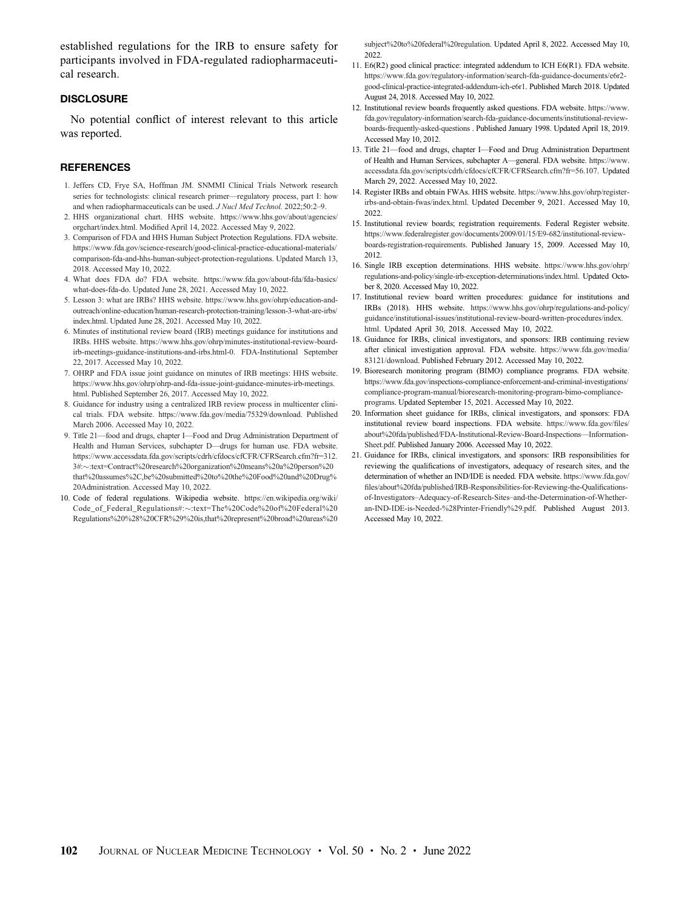established regulations for the IRB to ensure safety for participants involved in FDA-regulated radiopharmaceutical research.

## DISCLOSURE

No potential conflict of interest relevant to this article was reported.

## REFERENCES

1. Jeffers CD, Frye SA, Hoffman JM. SNMMI Clinical Trials Network research series for technologists: clinical research primer—regulatory process, part I: how and when radiopharmaceuticals can be used. *J Nucl Med Technol.* 2022;50:2–9.
2. HHS organizational chart. HHS website. https://www.hhs.gov/about/agencies/orgchart/index.html. Modified April 14, 2022. Accessed May 9, 2022.
3. Comparison of FDA and HHS Human Subject Protection Regulations. FDA website. https://www.fda.gov/science-research/good-clinical-practice-educational-materials/comparison-fda-and-hhs-human-subject-protection-regulations. Updated March 13, 2018. Accessed May 10, 2022.
4. What does FDA do? FDA website. https://www.fda.gov/about-fda/fda-basics/what-does-fda-do. Updated June 28, 2021. Accessed May 10, 2022.
5. Lesson 3: what are IRBs? HHS website. https://www.hhs.gov/ohrp/education-and-outreach/online-education/human-research-protection-training/lesson-3-what-are-irbs/index.html. Updated June 28, 2021. Accessed May 10, 2022.
6. Minutes of institutional review board (IRB) meetings guidance for institutions and IRBs. HHS website. https://www.hhs.gov/ohrp/minutes-institutional-review-board-irb-meetings-guidance-institutions-and-irbs.html-0. FDA-Institutional September 22, 2017. Accessed May 10, 2022.
7. OHRP and FDA issue joint guidance on minutes of IRB meetings: HHS website. https://www.hhs.gov/ohrp/ohrp-and-fda-issue-joint-guidance-minutes-irb-meetings.html. Published September 26, 2017. Accessed May 10, 2022.
8. Guidance for industry using a centralized IRB review process in multicenter clinical trials. FDA website. https://www.fda.gov/media/75329/download. Published March 2006. Accessed May 10, 2022.
9. Title 21—food and drugs, chapter I—Food and Drug Administration Department of Health and Human Services, subchapter D—drugs for human use. FDA website. https://www.accessdata.fda.gov/scripts/cdrh/cfdocs/cfCFR/CFRSearch.cfm?fr=312.3#:~:text=Contract%20research%20organization%20means%20a%20person%20that%20assumes%2C,be%20submitted%20to%20the%20Food%20and%20Drug%20Administration. Accessed May 10, 2022.
10. Code of federal regulations. Wikipedia website. https://en.wikipedia.org/wiki/Code_of_Federal_Regulations#:~:text=The%20Code%20of%20Federal%20Regulations%20%28%20CFR%29%20is,that%20represent%20broad%20areas%20subject%20to%20federal%20regulation. Updated April 8, 2022. Accessed May 10, 2022.
11. E6(R2) good clinical practice: integrated addendum to ICH E6(R1). FDA website. https://www.fda.gov/regulatory-information/search-fda-guidance-documents/e6r2-good-clinical-practice-integrated-addendum-ich-e6r1. Published March 2018. Updated August 24, 2018. Accessed May 10, 2022.
12. Institutional review boards frequently asked questions. FDA website. https://www.fda.gov/regulatory-information/search-fda-guidance-documents/institutional-review-boards-frequently-asked-questions . Published January 1998. Updated April 18, 2019. Accessed May 10, 2012.
13. Title 21—food and drugs, chapter I—Food and Drug Administration Department of Health and Human Services, subchapter A—general. FDA website. https://www.accessdata.fda.gov/scripts/cdrh/cfdocs/cfCFR/CFRSearch.cfm?fr=56.107. Updated March 29, 2022. Accessed May 10, 2022.
14. Register IRBs and obtain FWAs. HHS website. https://www.hhs.gov/ohrp/register-irbs-and-obtain-fwas/index.html. Updated December 9, 2021. Accessed May 10, 2022.
15. Institutional review boards; registration requirements. Federal Register website. https://www.federalregister.gov/documents/2009/01/15/E9-682/institutional-review-boards-registration-requirements. Published January 15, 2009. Accessed May 10, 2012.
16. Single IRB exception determinations. HHS website. https://www.hhs.gov/ohrp/regulations-and-policy/single-irb-exception-determinations/index.html. Updated October 8, 2020. Accessed May 10, 2022.
17. Institutional review board written procedures: guidance for institutions and IRBs (2018). HHS website. https://www.hhs.gov/ohrp/regulations-and-policy/guidance/institutional-issues/institutional-review-board-written-procedures/index.html. Updated April 30, 2018. Accessed May 10, 2022.
18. Guidance for IRBs, clinical investigators, and sponsors: IRB continuing review after clinical investigation approval. FDA website. https://www.fda.gov/media/83121/download. Published February 2012. Accessed May 10, 2022.
19. Bioresearch monitoring program (BIMO) compliance programs. FDA website. https://www.fda.gov/inspections-compliance-enforcement-and-criminal-investigations/compliance-program-manual/bioresearch-monitoring-program-bimo-compliance-programs. Updated September 15, 2021. Accessed May 10, 2022.
20. Information sheet guidance for IRBs, clinical investigators, and sponsors: FDA institutional review board inspections. FDA website. https://www.fda.gov/files/about%20fda/published/FDA-Institutional-Review-Board-Inspections—Information-Sheet.pdf. Published January 2006. Accessed May 10, 2022.
21. Guidance for IRBs, clinical investigators, and sponsors: IRB responsibilities for reviewing the qualifications of investigators, adequacy of research sites, and the determination of whether an IND/IDE is needed. FDA website. https://www.fda.gov/files/about%20fda/published/IRB-Responsibilities-for-Reviewing-the-Qualifications-of-Investigators–Adequacy-of-Research-Sites–and-the-Determination-of-Whether-an-IND-IDE-is-Needed-%28Printer-Friendly%29.pdf. Published August 2013. Accessed May 10, 2022.